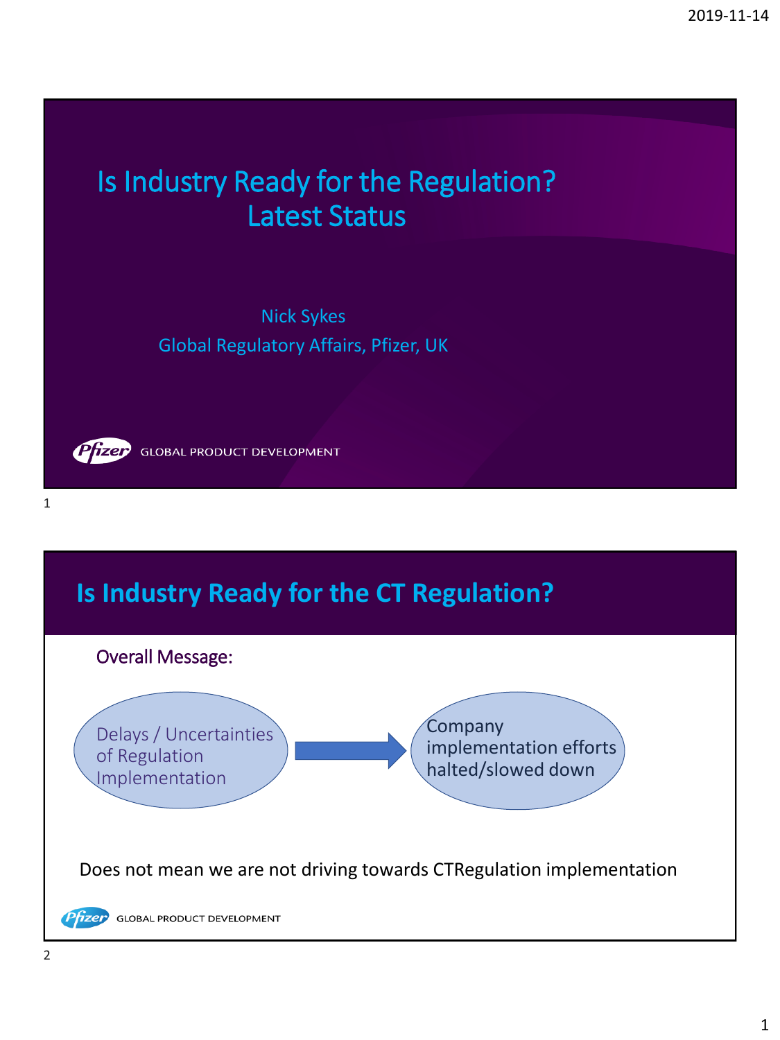# Is Industry Ready for the Regulation? Latest Status

Nick Sykes

Global Regulatory Affairs, Pfizer, UK

Pfizer GLOBAL PRODUCT DEVELOPMENT

## Is Industry Ready for the CT Regulation?

Overall Message:

Delays / Uncertainties of Regulation Implementation → Company implementation efforts halted/slowed down

Does not mean we are not driving towards CTRegulation implementation

Pfizer GLOBAL PRODUCT DEVELOPMENT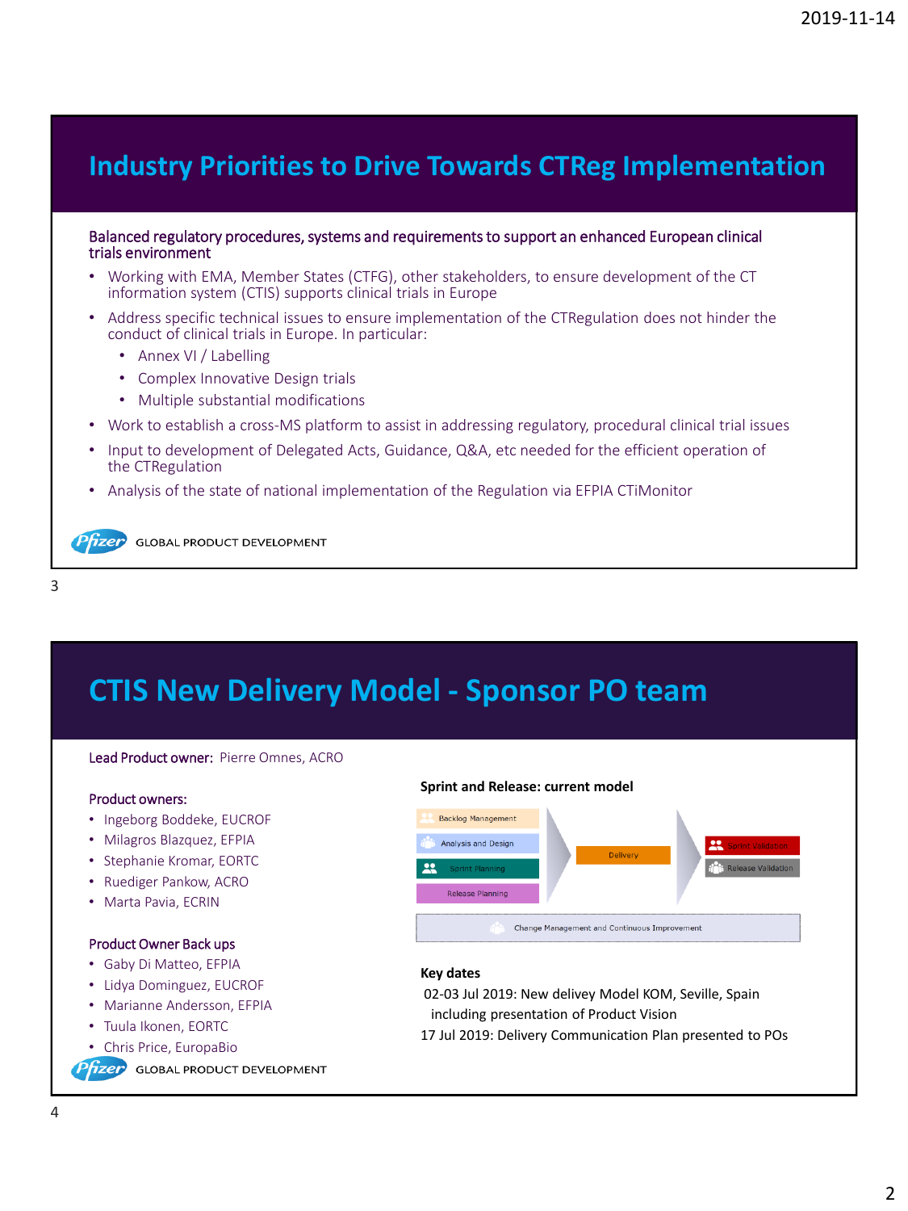# Industry Priorities to Drive Towards CTReg Implementation

**Balanced regulatory procedures, systems and requirements to support an enhanced European clinical trials environment**

- Working with EMA, Member States (CTFG), other stakeholders, to ensure development of the CT information system (CTIS) supports clinical trials in Europe
- Address specific technical issues to ensure implementation of the CTRegulation does not hinder the conduct of clinical trials in Europe. In particular:
  - Annex VI / Labelling
  - Complex Innovative Design trials
  - Multiple substantial modifications
- Work to establish a cross-MS platform to assist in addressing regulatory, procedural clinical trial issues
- Input to development of Delegated Acts, Guidance, Q&A, etc needed for the efficient operation of the CTRegulation
- Analysis of the state of national implementation of the Regulation via EFPIA CTiMonitor

Pfizer GLOBAL PRODUCT DEVELOPMENT

# CTIS New Delivery Model - Sponsor PO team

**Lead Product owner:** Pierre Omnes, ACRO

**Product owners:**

- Ingeborg Boddeke, EUCROF
- Milagros Blazquez, EFPIA
- Stephanie Kromar, EORTC
- Ruediger Pankow, ACRO
- Marta Pavia, ECRIN

**Product Owner Back ups**

- Gaby Di Matteo, EFPIA
- Lidya Dominguez, EUCROF
- Marianne Andersson, EFPIA
- Tuula Ikonen, EORTC
- Chris Price, EuropaBio

**Sprint and Release: current model**

Backlog Management
Analysis and Design
Sprint Planning
Release Planning
Delivery
Sprint validation
Release Validation
Change Management and Continuous Improvement

**Key dates**

02-03 Jul 2019: New delivey Model KOM, Seville, Spain including presentation of Product Vision

17 Jul 2019: Delivery Communication Plan presented to POs

Pfizer GLOBAL PRODUCT DEVELOPMENT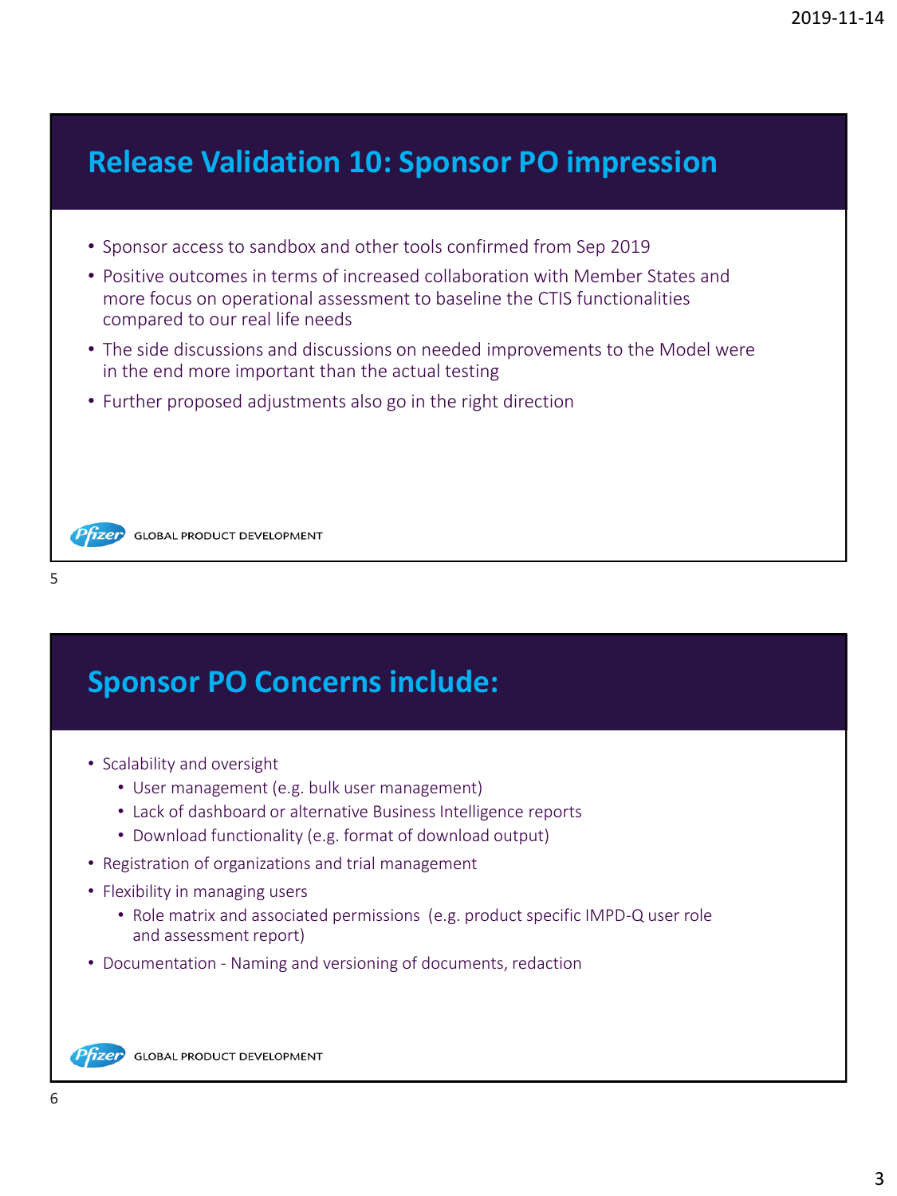## Release Validation 10: Sponsor PO impression

- Sponsor access to sandbox and other tools confirmed from Sep 2019
- Positive outcomes in terms of increased collaboration with Member States and more focus on operational assessment to baseline the CTIS functionalities compared to our real life needs
- The side discussions and discussions on needed improvements to the Model were in the end more important than the actual testing
- Further proposed adjustments also go in the right direction

Pfizer GLOBAL PRODUCT DEVELOPMENT

## Sponsor PO Concerns include:

- Scalability and oversight
  - User management (e.g. bulk user management)
  - Lack of dashboard or alternative Business Intelligence reports
  - Download functionality (e.g. format of download output)
- Registration of organizations and trial management
- Flexibility in managing users
  - Role matrix and associated permissions (e.g. product specific IMPD-Q user role and assessment report)
- Documentation - Naming and versioning of documents, redaction

Pfizer GLOBAL PRODUCT DEVELOPMENT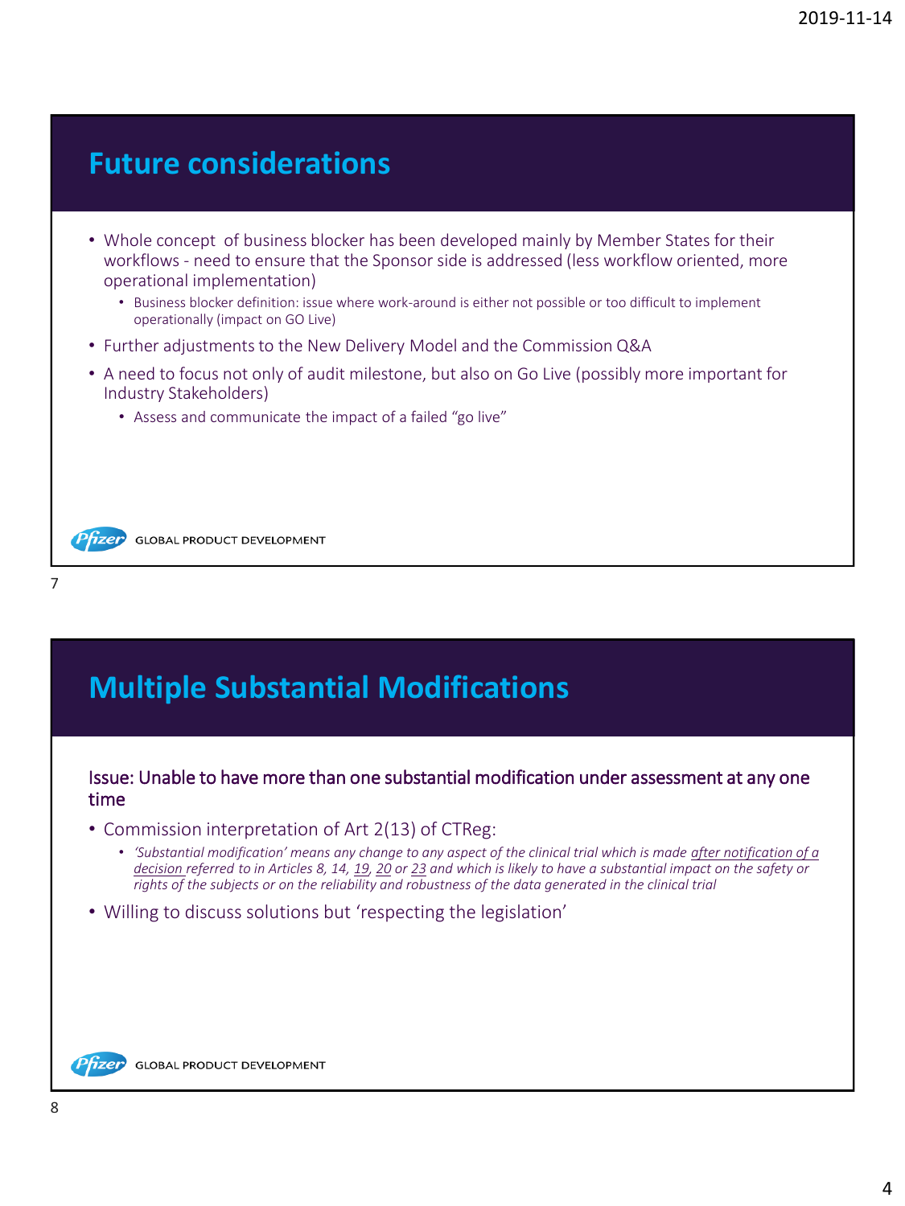# Future considerations

- Whole concept of business blocker has been developed mainly by Member States for their workflows - need to ensure that the Sponsor side is addressed (less workflow oriented, more operational implementation)
  - Business blocker definition: issue where work-around is either not possible or too difficult to implement operationally (impact on GO Live)
- Further adjustments to the New Delivery Model and the Commission Q&A
- A need to focus not only of audit milestone, but also on Go Live (possibly more important for Industry Stakeholders)
  - Assess and communicate the impact of a failed "go live"

GLOBAL PRODUCT DEVELOPMENT

# Multiple Substantial Modifications

Issue: Unable to have more than one substantial modification under assessment at any one time

- Commission interpretation of Art 2(13) of CTReg:
  - *'Substantial modification' means any change to any aspect of the clinical trial which is made <u>after notification of a decision</u> referred to in Articles 8, 14, <u>19</u>, <u>20</u> or <u>23</u> and which is likely to have a substantial impact on the safety or rights of the subjects or on the reliability and robustness of the data generated in the clinical trial*
- Willing to discuss solutions but 'respecting the legislation'

GLOBAL PRODUCT DEVELOPMENT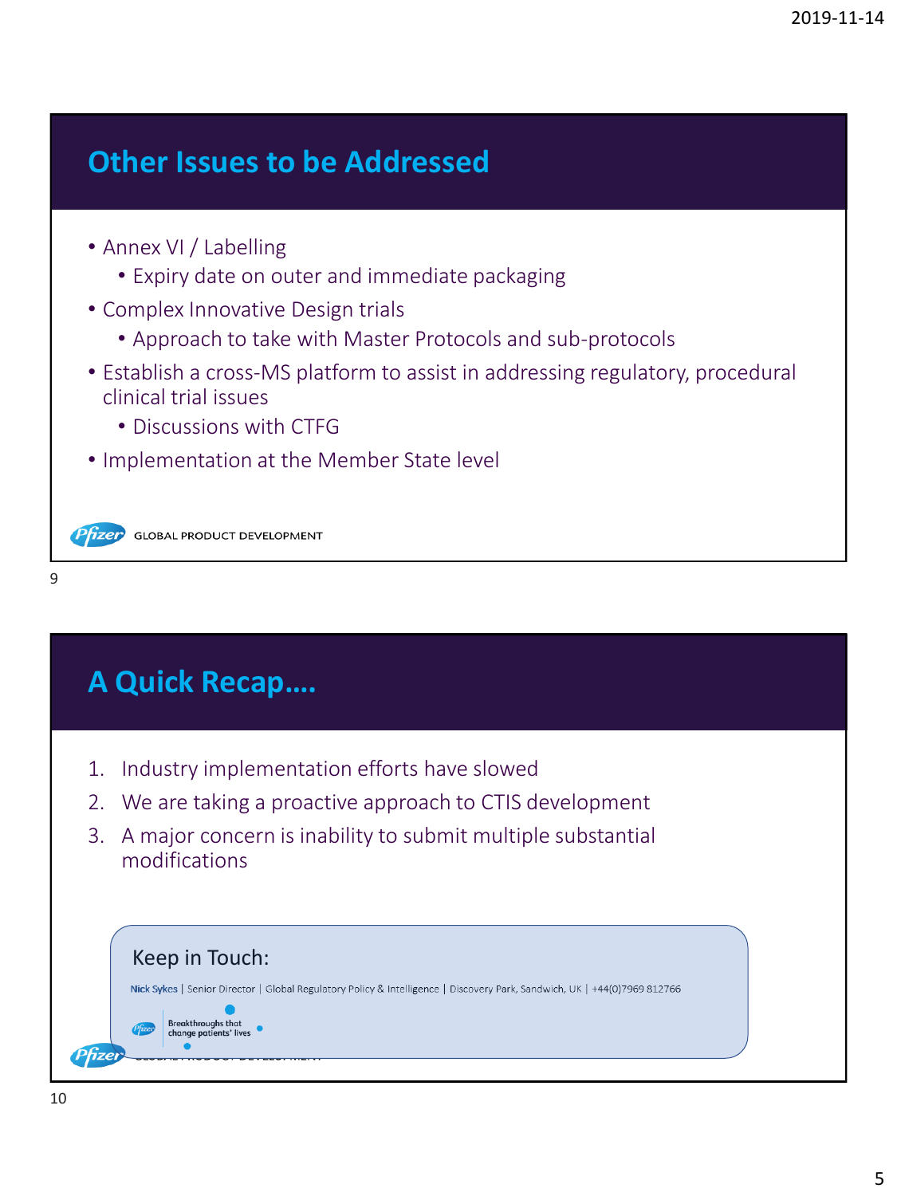## Other Issues to be Addressed

- Annex VI / Labelling
  - Expiry date on outer and immediate packaging
- Complex Innovative Design trials
  - Approach to take with Master Protocols and sub-protocols
- Establish a cross-MS platform to assist in addressing regulatory, procedural clinical trial issues
  - Discussions with CTFG
- Implementation at the Member State level

Pfizer GLOBAL PRODUCT DEVELOPMENT

## A Quick Recap….

1. Industry implementation efforts have slowed
2. We are taking a proactive approach to CTIS development
3. A major concern is inability to submit multiple substantial modifications

**Keep in Touch:**

Nick Sykes | Senior Director | Global Regulatory Policy & Intelligence | Discovery Park, Sandwich, UK | +44(0)7969 812766

Pfizer | Breakthroughs that change patients' lives

Pfizer GLOBAL PRODUCT DEVELOPMENT